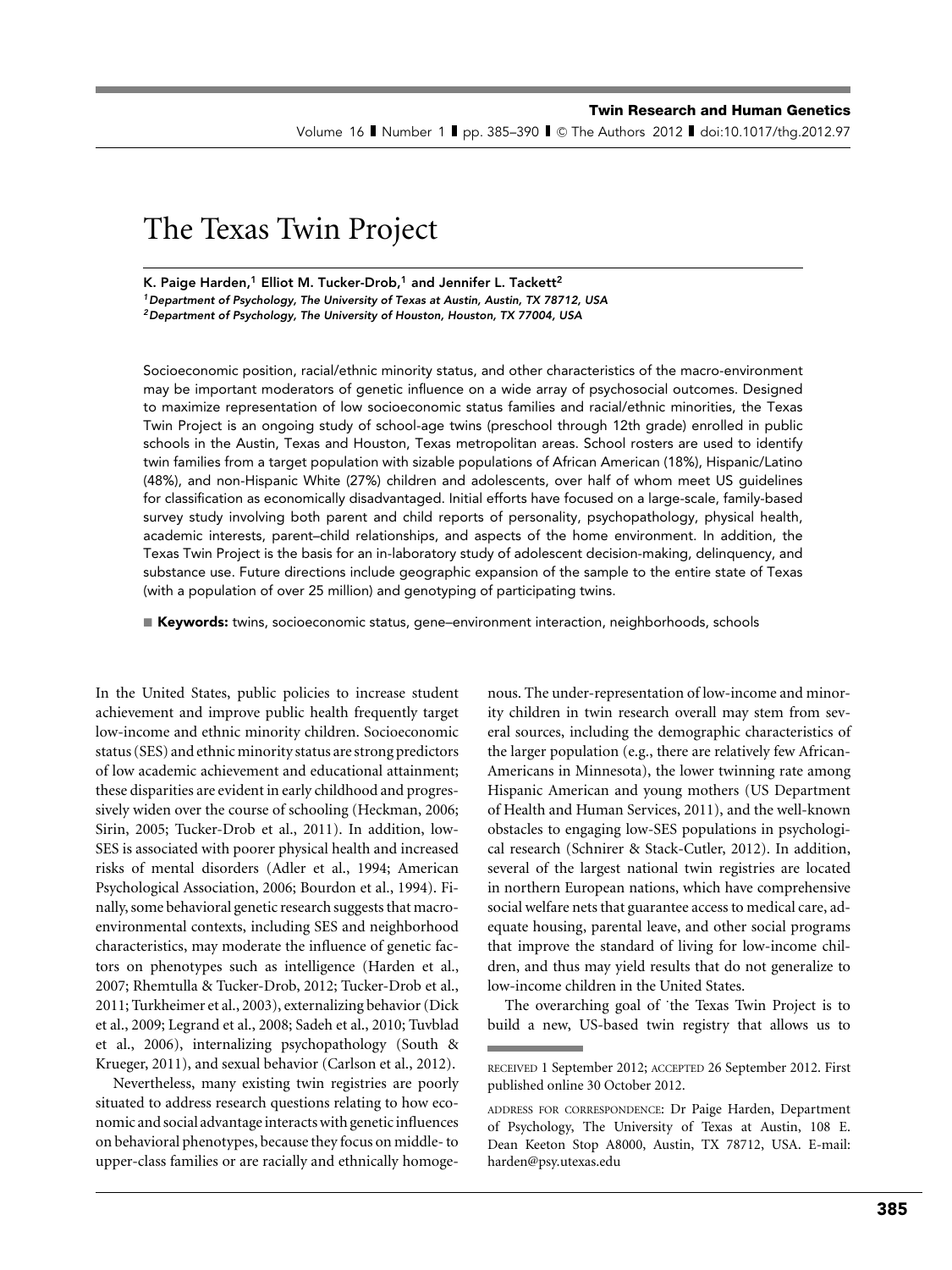# The Texas Twin Project

**K. Paige Harden,[1] Elliot M. Tucker-Drob,[1] and Jennifer L. Tackett[2]**

*[1]Department of Psychology, The University of Texas at Austin, Austin, TX 78712, USA*
*[2]Department of Psychology, The University of Houston, Houston, TX 77004, USA*

Socioeconomic position, racial/ethnic minority status, and other characteristics of the macro-environment may be important moderators of genetic influence on a wide array of psychosocial outcomes. Designed to maximize representation of low socioeconomic status families and racial/ethnic minorities, the Texas Twin Project is an ongoing study of school-age twins (preschool through 12th grade) enrolled in public schools in the Austin, Texas and Houston, Texas metropolitan areas. School rosters are used to identify twin families from a target population with sizable populations of African American (18%), Hispanic/Latino (48%), and non-Hispanic White (27%) children and adolescents, over half of whom meet US guidelines for classification as economically disadvantaged. Initial efforts have focused on a large-scale, family-based survey study involving both parent and child reports of personality, psychopathology, physical health, academic interests, parent–child relationships, and aspects of the home environment. In addition, the Texas Twin Project is the basis for an in-laboratory study of adolescent decision-making, delinquency, and substance use. Future directions include geographic expansion of the sample to the entire state of Texas (with a population of over 25 million) and genotyping of participating twins.

**Keywords:** twins, socioeconomic status, gene–environment interaction, neighborhoods, schools

In the United States, public policies to increase student achievement and improve public health frequently target low-income and ethnic minority children. Socioeconomic status (SES) and ethnic minority status are strong predictors of low academic achievement and educational attainment; these disparities are evident in early childhood and progressively widen over the course of schooling (Heckman, 2006; Sirin, 2005; Tucker-Drob et al., 2011). In addition, low-SES is associated with poorer physical health and increased risks of mental disorders (Adler et al., 1994; American Psychological Association, 2006; Bourdon et al., 1994). Finally, some behavioral genetic research suggests that macro-environmental contexts, including SES and neighborhood characteristics, may moderate the influence of genetic factors on phenotypes such as intelligence (Harden et al., 2007; Rhemtulla & Tucker-Drob, 2012; Tucker-Drob et al., 2011; Turkheimer et al., 2003), externalizing behavior (Dick et al., 2009; Legrand et al., 2008; Sadeh et al., 2010; Tuvblad et al., 2006), internalizing psychopathology (South & Krueger, 2011), and sexual behavior (Carlson et al., 2012).

Nevertheless, many existing twin registries are poorly situated to address research questions relating to how economic and social advantage interacts with genetic influences on behavioral phenotypes, because they focus on middle- to upper-class families or are racially and ethnically homogenous. The under-representation of low-income and minority children in twin research overall may stem from several sources, including the demographic characteristics of the larger population (e.g., there are relatively few African-Americans in Minnesota), the lower twinning rate among Hispanic American and young mothers (US Department of Health and Human Services, 2011), and the well-known obstacles to engaging low-SES populations in psychological research (Schnirer & Stack-Cutler, 2012). In addition, several of the largest national twin registries are located in northern European nations, which have comprehensive social welfare nets that guarantee access to medical care, adequate housing, parental leave, and other social programs that improve the standard of living for low-income children, and thus may yield results that do not generalize to low-income children in the United States.

The overarching goal of the Texas Twin Project is to build a new, US-based twin registry that allows us to

RECEIVED 1 September 2012; ACCEPTED 26 September 2012. First published online 30 October 2012.

ADDRESS FOR CORRESPONDENCE: Dr Paige Harden, Department of Psychology, The University of Texas at Austin, 108 E. Dean Keeton Stop A8000, Austin, TX 78712, USA. E-mail: harden@psy.utexas.edu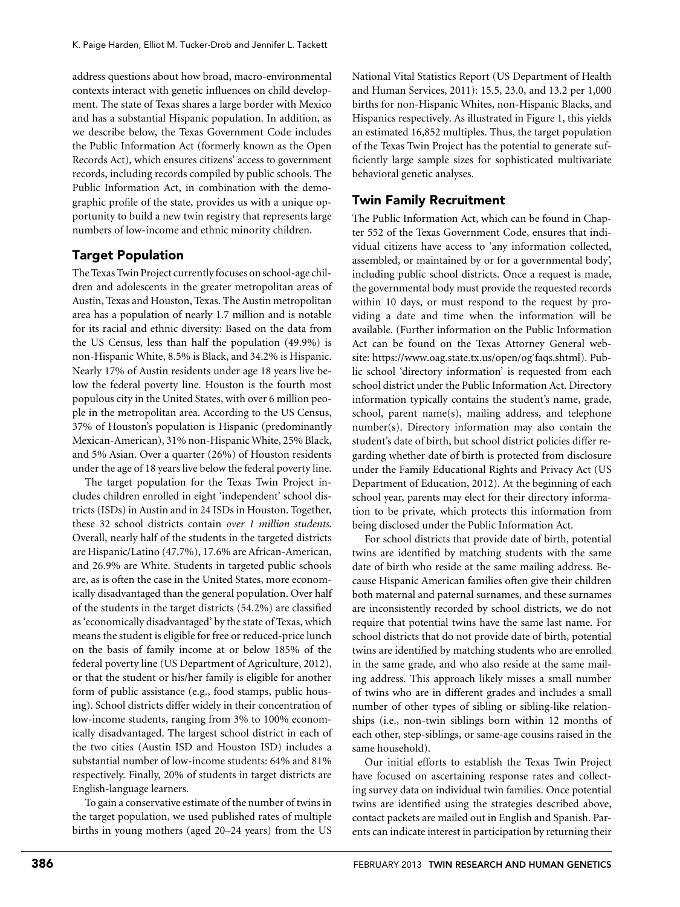address questions about how broad, macro-environmental contexts interact with genetic influences on child development. The state of Texas shares a large border with Mexico and has a substantial Hispanic population. In addition, as we describe below, the Texas Government Code includes the Public Information Act (formerly known as the Open Records Act), which ensures citizens' access to government records, including records compiled by public schools. The Public Information Act, in combination with the demographic profile of the state, provides us with a unique opportunity to build a new twin registry that represents large numbers of low-income and ethnic minority children.

## Target Population

The Texas Twin Project currently focuses on school-age children and adolescents in the greater metropolitan areas of Austin, Texas and Houston, Texas. The Austin metropolitan area has a population of nearly 1.7 million and is notable for its racial and ethnic diversity: Based on the data from the US Census, less than half the population (49.9%) is non-Hispanic White, 8.5% is Black, and 34.2% is Hispanic. Nearly 17% of Austin residents under age 18 years live below the federal poverty line. Houston is the fourth most populous city in the United States, with over 6 million people in the metropolitan area. According to the US Census, 37% of Houston's population is Hispanic (predominantly Mexican-American), 31% non-Hispanic White, 25% Black, and 5% Asian. Over a quarter (26%) of Houston residents under the age of 18 years live below the federal poverty line.

The target population for the Texas Twin Project includes children enrolled in eight 'independent' school districts (ISDs) in Austin and in 24 ISDs in Houston. Together, these 32 school districts contain *over 1 million students*. Overall, nearly half of the students in the targeted districts are Hispanic/Latino (47.7%), 17.6% are African-American, and 26.9% are White. Students in targeted public schools are, as is often the case in the United States, more economically disadvantaged than the general population. Over half of the students in the target districts (54.2%) are classified as 'economically disadvantaged' by the state of Texas, which means the student is eligible for free or reduced-price lunch on the basis of family income at or below 185% of the federal poverty line (US Department of Agriculture, 2012), or that the student or his/her family is eligible for another form of public assistance (e.g., food stamps, public housing). School districts differ widely in their concentration of low-income students, ranging from 3% to 100% economically disadvantaged. The largest school district in each of the two cities (Austin ISD and Houston ISD) includes a substantial number of low-income students: 64% and 81% respectively. Finally, 20% of students in target districts are English-language learners.

To gain a conservative estimate of the number of twins in the target population, we used published rates of multiple births in young mothers (aged 20–24 years) from the US National Vital Statistics Report (US Department of Health and Human Services, 2011): 15.5, 23.0, and 13.2 per 1,000 births for non-Hispanic Whites, non-Hispanic Blacks, and Hispanics respectively. As illustrated in Figure 1, this yields an estimated 16,852 multiples. Thus, the target population of the Texas Twin Project has the potential to generate sufficiently large sample sizes for sophisticated multivariate behavioral genetic analyses.

## Twin Family Recruitment

The Public Information Act, which can be found in Chapter 552 of the Texas Government Code, ensures that individual citizens have access to 'any information collected, assembled, or maintained by or for a governmental body', including public school districts. Once a request is made, the governmental body must provide the requested records within 10 days, or must respond to the request by providing a date and time when the information will be available. (Further information on the Public Information Act can be found on the Texas Attorney General website: https://www.oag.state.tx.us/open/og˙faqs.shtml). Public school 'directory information' is requested from each school district under the Public Information Act. Directory information typically contains the student's name, grade, school, parent name(s), mailing address, and telephone number(s). Directory information may also contain the student's date of birth, but school district policies differ regarding whether date of birth is protected from disclosure under the Family Educational Rights and Privacy Act (US Department of Education, 2012). At the beginning of each school year, parents may elect for their directory information to be private, which protects this information from being disclosed under the Public Information Act.

For school districts that provide date of birth, potential twins are identified by matching students with the same date of birth who reside at the same mailing address. Because Hispanic American families often give their children both maternal and paternal surnames, and these surnames are inconsistently recorded by school districts, we do not require that potential twins have the same last name. For school districts that do not provide date of birth, potential twins are identified by matching students who are enrolled in the same grade, and who also reside at the same mailing address. This approach likely misses a small number of twins who are in different grades and includes a small number of other types of sibling or sibling-like relationships (i.e., non-twin siblings born within 12 months of each other, step-siblings, or same-age cousins raised in the same household).

Our initial efforts to establish the Texas Twin Project have focused on ascertaining response rates and collecting survey data on individual twin families. Once potential twins are identified using the strategies described above, contact packets are mailed out in English and Spanish. Parents can indicate interest in participation by returning their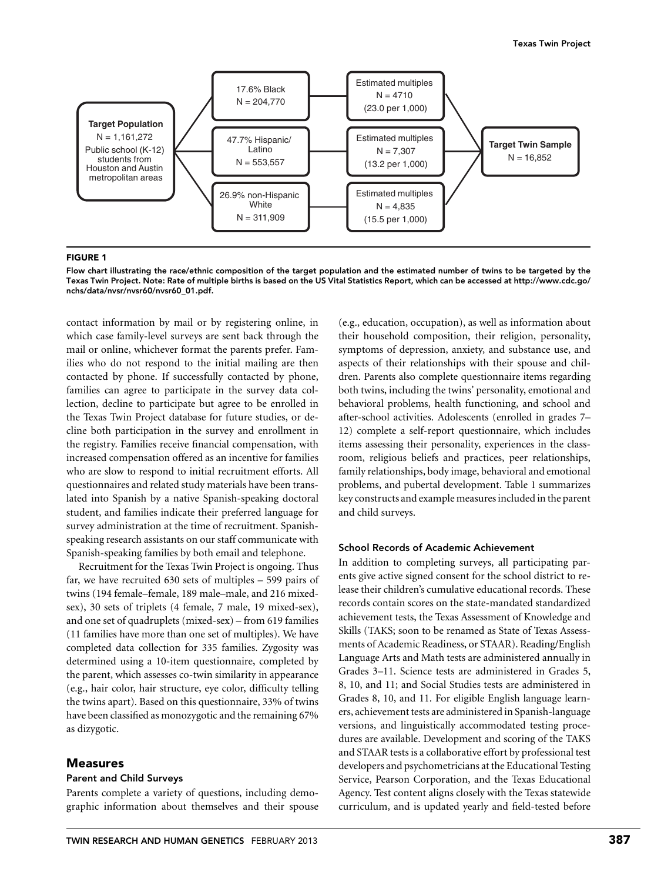Target Population
N = 1,161,272
Public school (K-12) students from Houston and Austin metropolitan areas

| Group | Estimated multiples |
| --- | --- |
| 17.6% Black N = 204,770 | N = 4710 (23.0 per 1,000) |
| 47.7% Hispanic/Latino N = 553,557 | N = 7,307 (13.2 per 1,000) |
| 26.9% non-Hispanic White N = 311,909 | N = 4,835 (15.5 per 1,000) |

Target Twin Sample
N = 16,852

**FIGURE 1**

**Flow chart illustrating the race/ethnic composition of the target population and the estimated number of twins to be targeted by the Texas Twin Project. Note: Rate of multiple births is based on the US Vital Statistics Report, which can be accessed at http://www.cdc.go/nchs/data/nvsr/nvsr60/nvsr60_01.pdf.**

contact information by mail or by registering online, in which case family-level surveys are sent back through the mail or online, whichever format the parents prefer. Families who do not respond to the initial mailing are then contacted by phone. If successfully contacted by phone, families can agree to participate in the survey data collection, decline to participate but agree to be enrolled in the Texas Twin Project database for future studies, or decline both participation in the survey and enrollment in the registry. Families receive financial compensation, with increased compensation offered as an incentive for families who are slow to respond to initial recruitment efforts. All questionnaires and related study materials have been translated into Spanish by a native Spanish-speaking doctoral student, and families indicate their preferred language for survey administration at the time of recruitment. Spanish-speaking research assistants on our staff communicate with Spanish-speaking families by both email and telephone.

Recruitment for the Texas Twin Project is ongoing. Thus far, we have recruited 630 sets of multiples – 599 pairs of twins (194 female–female, 189 male–male, and 216 mixed-sex), 30 sets of triplets (4 female, 7 male, 19 mixed-sex), and one set of quadruplets (mixed-sex) – from 619 families (11 families have more than one set of multiples). We have completed data collection for 335 families. Zygosity was determined using a 10-item questionnaire, completed by the parent, which assesses co-twin similarity in appearance (e.g., hair color, hair structure, eye color, difficulty telling the twins apart). Based on this questionnaire, 33% of twins have been classified as monozygotic and the remaining 67% as dizygotic.

## Measures

### Parent and Child Surveys

Parents complete a variety of questions, including demographic information about themselves and their spouse (e.g., education, occupation), as well as information about their household composition, their religion, personality, symptoms of depression, anxiety, and substance use, and aspects of their relationships with their spouse and children. Parents also complete questionnaire items regarding both twins, including the twins' personality, emotional and behavioral problems, health functioning, and school and after-school activities. Adolescents (enrolled in grades 7–12) complete a self-report questionnaire, which includes items assessing their personality, experiences in the classroom, religious beliefs and practices, peer relationships, family relationships, body image, behavioral and emotional problems, and pubertal development. Table 1 summarizes key constructs and example measures included in the parent and child surveys.

### School Records of Academic Achievement

In addition to completing surveys, all participating parents give active signed consent for the school district to release their children's cumulative educational records. These records contain scores on the state-mandated standardized achievement tests, the Texas Assessment of Knowledge and Skills (TAKS; soon to be renamed as State of Texas Assessments of Academic Readiness, or STAAR). Reading/English Language Arts and Math tests are administered annually in Grades 3–11. Science tests are administered in Grades 5, 8, 10, and 11; and Social Studies tests are administered in Grades 8, 10, and 11. For eligible English language learners, achievement tests are administered in Spanish-language versions, and linguistically accommodated testing procedures are available. Development and scoring of the TAKS and STAAR tests is a collaborative effort by professional test developers and psychometricians at the Educational Testing Service, Pearson Corporation, and the Texas Educational Agency. Test content aligns closely with the Texas statewide curriculum, and is updated yearly and field-tested before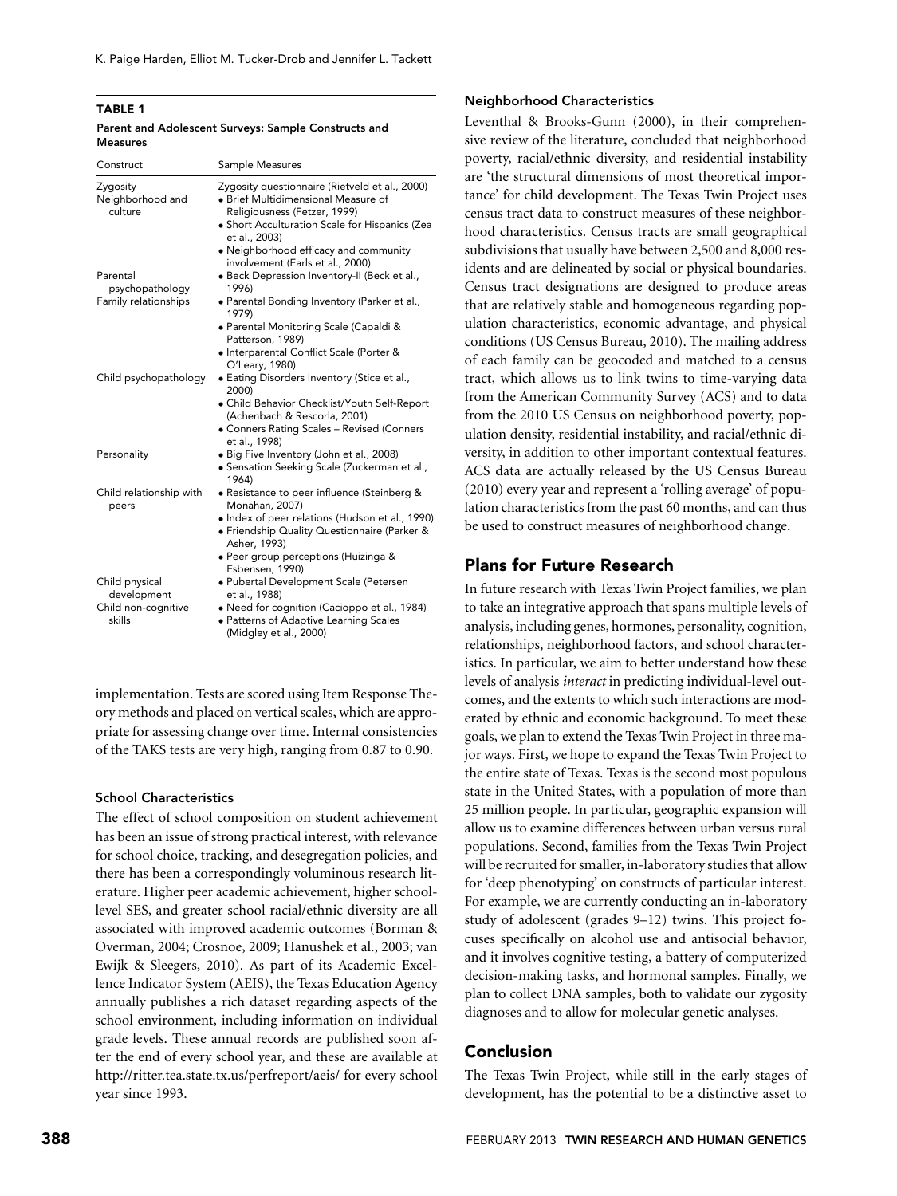**TABLE 1**

**Parent and Adolescent Surveys: Sample Constructs and Measures**

| Construct | Sample Measures |
|---|---|
| Zygosity | Zygosity questionnaire (Rietveld et al., 2000) |
| Neighborhood and culture | • Brief Multidimensional Measure of Religiousness (Fetzer, 1999)<br>• Short Acculturation Scale for Hispanics (Zea et al., 2003)<br>• Neighborhood efficacy and community involvement (Earls et al., 2000) |
| Parental psychopathology | • Beck Depression Inventory-II (Beck et al., 1996) |
| Family relationships | • Parental Bonding Inventory (Parker et al., 1979)<br>• Parental Monitoring Scale (Capaldi & Patterson, 1989)<br>• Interparental Conflict Scale (Porter & O'Leary, 1980) |
| Child psychopathology | • Eating Disorders Inventory (Stice et al., 2000)<br>• Child Behavior Checklist/Youth Self-Report (Achenbach & Rescorla, 2001)<br>• Conners Rating Scales – Revised (Conners et al., 1998) |
| Personality | • Big Five Inventory (John et al., 2008)<br>• Sensation Seeking Scale (Zuckerman et al., 1964) |
| Child relationship with peers | • Resistance to peer influence (Steinberg & Monahan, 2007)<br>• Index of peer relations (Hudson et al., 1990)<br>• Friendship Quality Questionnaire (Parker & Asher, 1993)<br>• Peer group perceptions (Huizinga & Esbensen, 1990) |
| Child physical development | • Pubertal Development Scale (Petersen et al., 1988) |
| Child non-cognitive skills | • Need for cognition (Cacioppo et al., 1984)<br>• Patterns of Adaptive Learning Scales (Midgley et al., 2000) |

implementation. Tests are scored using Item Response Theory methods and placed on vertical scales, which are appropriate for assessing change over time. Internal consistencies of the TAKS tests are very high, ranging from 0.87 to 0.90.

### School Characteristics

The effect of school composition on student achievement has been an issue of strong practical interest, with relevance for school choice, tracking, and desegregation policies, and there has been a correspondingly voluminous research literature. Higher peer academic achievement, higher school-level SES, and greater school racial/ethnic diversity are all associated with improved academic outcomes (Borman & Overman, 2004; Crosnoe, 2009; Hanushek et al., 2003; van Ewijk & Sleegers, 2010). As part of its Academic Excellence Indicator System (AEIS), the Texas Education Agency annually publishes a rich dataset regarding aspects of the school environment, including information on individual grade levels. These annual records are published soon after the end of every school year, and these are available at http://ritter.tea.state.tx.us/perfreport/aeis/ for every school year since 1993.

### Neighborhood Characteristics

Leventhal & Brooks-Gunn (2000), in their comprehensive review of the literature, concluded that neighborhood poverty, racial/ethnic diversity, and residential instability are 'the structural dimensions of most theoretical importance' for child development. The Texas Twin Project uses census tract data to construct measures of these neighborhood characteristics. Census tracts are small geographical subdivisions that usually have between 2,500 and 8,000 residents and are delineated by social or physical boundaries. Census tract designations are designed to produce areas that are relatively stable and homogeneous regarding population characteristics, economic advantage, and physical conditions (US Census Bureau, 2010). The mailing address of each family can be geocoded and matched to a census tract, which allows us to link twins to time-varying data from the American Community Survey (ACS) and to data from the 2010 US Census on neighborhood poverty, population density, residential instability, and racial/ethnic diversity, in addition to other important contextual features. ACS data are actually released by the US Census Bureau (2010) every year and represent a 'rolling average' of population characteristics from the past 60 months, and can thus be used to construct measures of neighborhood change.

## Plans for Future Research

In future research with Texas Twin Project families, we plan to take an integrative approach that spans multiple levels of analysis, including genes, hormones, personality, cognition, relationships, neighborhood factors, and school characteristics. In particular, we aim to better understand how these levels of analysis *interact* in predicting individual-level outcomes, and the extents to which such interactions are moderated by ethnic and economic background. To meet these goals, we plan to extend the Texas Twin Project in three major ways. First, we hope to expand the Texas Twin Project to the entire state of Texas. Texas is the second most populous state in the United States, with a population of more than 25 million people. In particular, geographic expansion will allow us to examine differences between urban versus rural populations. Second, families from the Texas Twin Project will be recruited for smaller, in-laboratory studies that allow for 'deep phenotyping' on constructs of particular interest. For example, we are currently conducting an in-laboratory study of adolescent (grades 9–12) twins. This project focuses specifically on alcohol use and antisocial behavior, and it involves cognitive testing, a battery of computerized decision-making tasks, and hormonal samples. Finally, we plan to collect DNA samples, both to validate our zygosity diagnoses and to allow for molecular genetic analyses.

## Conclusion

The Texas Twin Project, while still in the early stages of development, has the potential to be a distinctive asset to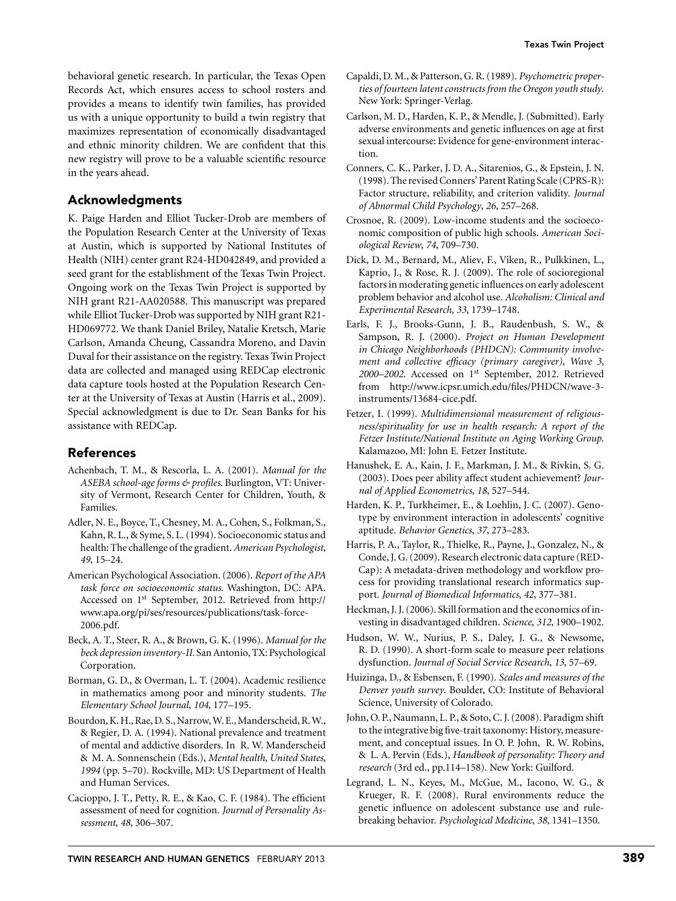behavioral genetic research. In particular, the Texas Open Records Act, which ensures access to school rosters and provides a means to identify twin families, has provided us with a unique opportunity to build a twin registry that maximizes representation of economically disadvantaged and ethnic minority children. We are confident that this new registry will prove to be a valuable scientific resource in the years ahead.

## Acknowledgments

K. Paige Harden and Elliot Tucker-Drob are members of the Population Research Center at the University of Texas at Austin, which is supported by National Institutes of Health (NIH) center grant R24-HD042849, and provided a seed grant for the establishment of the Texas Twin Project. Ongoing work on the Texas Twin Project is supported by NIH grant R21-AA020588. This manuscript was prepared while Elliot Tucker-Drob was supported by NIH grant R21-HD069772. We thank Daniel Briley, Natalie Kretsch, Marie Carlson, Amanda Cheung, Cassandra Moreno, and Davin Duval for their assistance on the registry. Texas Twin Project data are collected and managed using REDCap electronic data capture tools hosted at the Population Research Center at the University of Texas at Austin (Harris et al., 2009). Special acknowledgment is due to Dr. Sean Banks for his assistance with REDCap.

## References

Achenbach, T. M., & Rescorla, L. A. (2001). *Manual for the ASEBA school-age forms & profiles*. Burlington, VT: University of Vermont, Research Center for Children, Youth, & Families.

Adler, N. E., Boyce, T., Chesney, M. A., Cohen, S., Folkman, S., Kahn, R. L., & Syme, S. L. (1994). Socioeconomic status and health: The challenge of the gradient. *American Psychologist*, *49*, 15–24.

American Psychological Association. (2006). *Report of the APA task force on socioeconomic status*. Washington, DC: APA. Accessed on 1st September, 2012. Retrieved from http://www.apa.org/pi/ses/resources/publications/task-force-2006.pdf.

Beck, A. T., Steer, R. A., & Brown, G. K. (1996). *Manual for the beck depression inventory-II*. San Antonio, TX: Psychological Corporation.

Borman, G. D., & Overman, L. T. (2004). Academic resilience in mathematics among poor and minority students. *The Elementary School Journal*, *104*, 177–195.

Bourdon, K. H., Rae, D. S., Narrow, W. E., Manderscheid, R. W., & Regier, D. A. (1994). National prevalence and treatment of mental and addictive disorders. In R. W. Manderscheid & M. A. Sonnenschein (Eds.), *Mental health, United States, 1994* (pp. 5–70). Rockville, MD: US Department of Health and Human Services.

Cacioppo, J. T., Petty, R. E., & Kao, C. F. (1984). The efficient assessment of need for cognition. *Journal of Personality Assessment*, *48*, 306–307.

Capaldi, D. M., & Patterson, G. R. (1989). *Psychometric properties of fourteen latent constructs from the Oregon youth study*. New York: Springer-Verlag.

Carlson, M. D., Harden, K. P., & Mendle, J. (Submitted). Early adverse environments and genetic influences on age at first sexual intercourse: Evidence for gene-environment interaction.

Conners, C. K., Parker, J. D. A., Sitarenios, G., & Epstein, J. N. (1998). The revised Conners' Parent Rating Scale (CPRS-R): Factor structure, reliability, and criterion validity. *Journal of Abnormal Child Psychology*, *26*, 257–268.

Crosnoe, R. (2009). Low-income students and the socioeconomic composition of public high schools. *American Sociological Review*, *74*, 709–730.

Dick, D. M., Bernard, M., Aliev, F., Viken, R., Pulkkinen, L., Kaprio, J., & Rose, R. J. (2009). The role of socioregional factors in moderating genetic influences on early adolescent problem behavior and alcohol use. *Alcoholism: Clinical and Experimental Research*, *33*, 1739–1748.

Earls, F. J., Brooks-Gunn, J. B., Raudenbush, S. W., & Sampson, R. J. (2000). *Project on Human Development in Chicago Neighborhoods (PHDCN): Community involvement and collective efficacy (primary caregiver), Wave 3, 2000–2002*. Accessed on 1st September, 2012. Retrieved from http://www.icpsr.umich.edu/files/PHDCN/wave-3-instruments/13684-cice.pdf.

Fetzer, I. (1999). *Multidimensional measurement of religiousness/spirituality for use in health research: A report of the Fetzer Institute/National Institute on Aging Working Group*. Kalamazoo, MI: John E. Fetzer Institute.

Hanushek, E. A., Kain, J. F., Markman, J. M., & Rivkin, S. G. (2003). Does peer ability affect student achievement? *Journal of Applied Econometrics*, *18*, 527–544.

Harden, K. P., Turkheimer, E., & Loehlin, J. C. (2007). Genotype by environment interaction in adolescents' cognitive aptitude. *Behavior Genetics*, *37*, 273–283.

Harris, P. A., Taylor, R., Thielke, R., Payne, J., Gonzalez, N., & Conde, J. G. (2009). Research electronic data capture (REDCap): A metadata-driven methodology and workflow process for providing translational research informatics support. *Journal of Biomedical Informatics*, *42*, 377–381.

Heckman, J. J. (2006). Skill formation and the economics of investing in disadvantaged children. *Science*, *312*, 1900–1902.

Hudson, W. W., Nurius, P. S., Daley, J. G., & Newsome, R. D. (1990). A short-form scale to measure peer relations dysfunction. *Journal of Social Service Research*, *13*, 57–69.

Huizinga, D., & Esbensen, F. (1990). *Scales and measures of the Denver youth survey*. Boulder, CO: Institute of Behavioral Science, University of Colorado.

John, O. P., Naumann, L. P., & Soto, C. J. (2008). Paradigm shift to the integrative big five-trait taxonomy: History, measurement, and conceptual issues. In O. P. John, R. W. Robins, & L. A. Pervin (Eds.), *Handbook of personality: Theory and research* (3rd ed., pp.114–158). New York: Guilford.

Legrand, L. N., Keyes, M., McGue, M., Iacono, W. G., & Krueger, R. F. (2008). Rural environments reduce the genetic influence on adolescent substance use and rule-breaking behavior. *Psychological Medicine*, *38*, 1341–1350.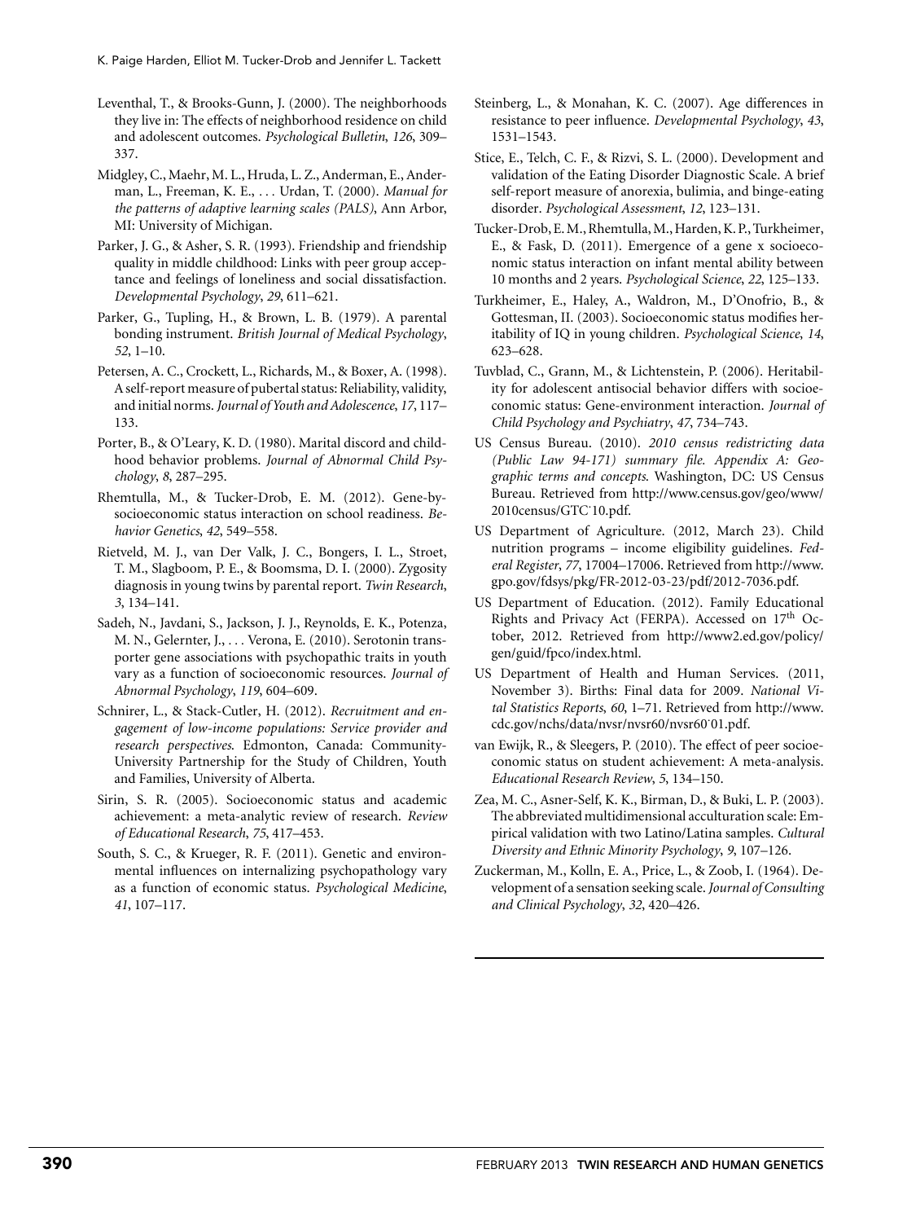Leventhal, T., & Brooks-Gunn, J. (2000). The neighborhoods they live in: The effects of neighborhood residence on child and adolescent outcomes. *Psychological Bulletin*, *126*, 309–337.

Midgley, C., Maehr, M. L., Hruda, L. Z., Anderman, E., Anderman, L., Freeman, K. E., . . . Urdan, T. (2000). *Manual for the patterns of adaptive learning scales (PALS)*, Ann Arbor, MI: University of Michigan.

Parker, J. G., & Asher, S. R. (1993). Friendship and friendship quality in middle childhood: Links with peer group acceptance and feelings of loneliness and social dissatisfaction. *Developmental Psychology*, *29*, 611–621.

Parker, G., Tupling, H., & Brown, L. B. (1979). A parental bonding instrument. *British Journal of Medical Psychology*, *52*, 1–10.

Petersen, A. C., Crockett, L., Richards, M., & Boxer, A. (1998). A self-report measure of pubertal status: Reliability, validity, and initial norms. *Journal of Youth and Adolescence*, *17*, 117–133.

Porter, B., & O'Leary, K. D. (1980). Marital discord and childhood behavior problems. *Journal of Abnormal Child Psychology*, *8*, 287–295.

Rhemtulla, M., & Tucker-Drob, E. M. (2012). Gene-by-socioeconomic status interaction on school readiness. *Behavior Genetics*, *42*, 549–558.

Rietveld, M. J., van Der Valk, J. C., Bongers, I. L., Stroet, T. M., Slagboom, P. E., & Boomsma, D. I. (2000). Zygosity diagnosis in young twins by parental report. *Twin Research*, *3*, 134–141.

Sadeh, N., Javdani, S., Jackson, J. J., Reynolds, E. K., Potenza, M. N., Gelernter, J., . . . Verona, E. (2010). Serotonin transporter gene associations with psychopathic traits in youth vary as a function of socioeconomic resources. *Journal of Abnormal Psychology*, *119*, 604–609.

Schnirer, L., & Stack-Cutler, H. (2012). *Recruitment and engagement of low-income populations: Service provider and research perspectives*. Edmonton, Canada: Community-University Partnership for the Study of Children, Youth and Families, University of Alberta.

Sirin, S. R. (2005). Socioeconomic status and academic achievement: a meta-analytic review of research. *Review of Educational Research*, *75*, 417–453.

South, S. C., & Krueger, R. F. (2011). Genetic and environmental influences on internalizing psychopathology vary as a function of economic status. *Psychological Medicine*, *41*, 107–117.

Steinberg, L., & Monahan, K. C. (2007). Age differences in resistance to peer influence. *Developmental Psychology*, *43*, 1531–1543.

Stice, E., Telch, C. F., & Rizvi, S. L. (2000). Development and validation of the Eating Disorder Diagnostic Scale. A brief self-report measure of anorexia, bulimia, and binge-eating disorder. *Psychological Assessment*, *12*, 123–131.

Tucker-Drob, E. M., Rhemtulla, M., Harden, K. P., Turkheimer, E., & Fask, D. (2011). Emergence of a gene x socioeconomic status interaction on infant mental ability between 10 months and 2 years. *Psychological Science*, *22*, 125–133.

Turkheimer, E., Haley, A., Waldron, M., D'Onofrio, B., & Gottesman, II. (2003). Socioeconomic status modifies heritability of IQ in young children. *Psychological Science*, *14*, 623–628.

Tuvblad, C., Grann, M., & Lichtenstein, P. (2006). Heritability for adolescent antisocial behavior differs with socioeconomic status: Gene-environment interaction. *Journal of Child Psychology and Psychiatry*, *47*, 734–743.

US Census Bureau. (2010). *2010 census redistricting data (Public Law 94-171) summary file. Appendix A: Geographic terms and concepts*. Washington, DC: US Census Bureau. Retrieved from http://www.census.gov/geo/www/2010census/GTC˙10.pdf.

US Department of Agriculture. (2012, March 23). Child nutrition programs – income eligibility guidelines. *Federal Register*, *77*, 17004–17006. Retrieved from http://www.gpo.gov/fdsys/pkg/FR-2012-03-23/pdf/2012-7036.pdf.

US Department of Education. (2012). Family Educational Rights and Privacy Act (FERPA). Accessed on 17th October, 2012. Retrieved from http://www2.ed.gov/policy/gen/guid/fpco/index.html.

US Department of Health and Human Services. (2011, November 3). Births: Final data for 2009. *National Vital Statistics Reports*, *60*, 1–71. Retrieved from http://www.cdc.gov/nchs/data/nvsr/nvsr60/nvsr60˙01.pdf.

van Ewijk, R., & Sleegers, P. (2010). The effect of peer socioeconomic status on student achievement: A meta-analysis. *Educational Research Review*, *5*, 134–150.

Zea, M. C., Asner-Self, K. K., Birman, D., & Buki, L. P. (2003). The abbreviated multidimensional acculturation scale: Empirical validation with two Latino/Latina samples. *Cultural Diversity and Ethnic Minority Psychology*, *9*, 107–126.

Zuckerman, M., Kolln, E. A., Price, L., & Zoob, I. (1964). Development of a sensation seeking scale. *Journal of Consulting and Clinical Psychology*, *32*, 420–426.